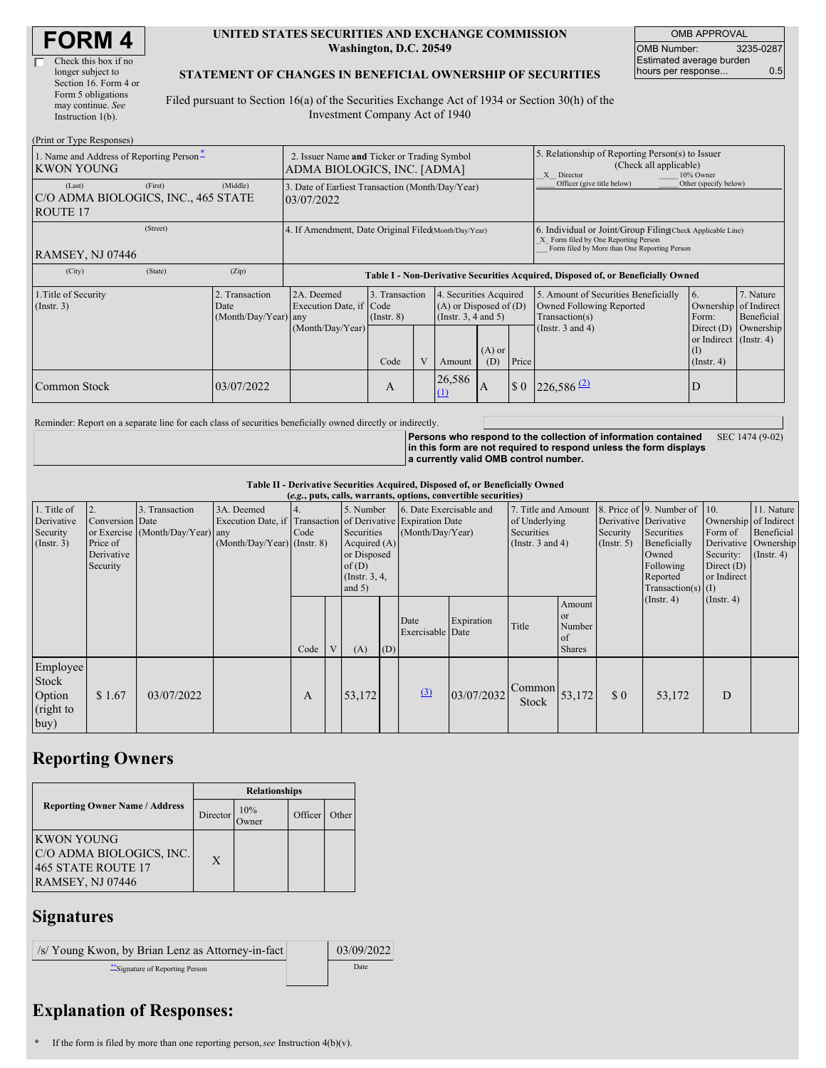# FORM 4

☐ Check this box if no longer subject to Section 16. Form 4 or Form 5 obligations may continue. *See* Instruction 1(b).

**UNITED STATES SECURITIES AND EXCHANGE COMMISSION**
**Washington, D.C. 20549**

**STATEMENT OF CHANGES IN BENEFICIAL OWNERSHIP OF SECURITIES**

Filed pursuant to Section 16(a) of the Securities Exchange Act of 1934 or Section 30(h) of the Investment Company Act of 1940

| OMB APPROVAL | |
|---|---|
| OMB Number: | 3235-0287 |
| Estimated average burden hours per response... | 0.5 |

(Print or Type Responses)

| 1. Name and Address of Reporting Person * | 2. Issuer Name and Ticker or Trading Symbol | 5. Relationship of Reporting Person(s) to Issuer (Check all applicable) |
|---|---|---|
| KWON YOUNG | ADMA BIOLOGICS, INC. [ADMA] | _X_ Director ___ 10% Owner ___ Officer (give title below) ___ Other (specify below) |
| (Last) (First) (Middle) C/O ADMA BIOLOGICS, INC., 465 STATE ROUTE 17 | 3. Date of Earliest Transaction (Month/Day/Year) 03/07/2022 | |
| (Street) RAMSEY, NJ 07446 | 4. If Amendment, Date Original Filed (Month/Day/Year) | 6. Individual or Joint/Group Filing (Check Applicable Line) _X_ Form filed by One Reporting Person ___ Form filed by More than One Reporting Person |
| (City) (State) (Zip) | | |

**Table I - Non-Derivative Securities Acquired, Disposed of, or Beneficially Owned**

| 1.Title of Security (Instr. 3) | 2. Transaction Date (Month/Day/Year) | 2A. Deemed Execution Date, if any (Month/Day/Year) | 3. Transaction Code (Instr. 8) | | 4. Securities Acquired (A) or Disposed of (D) (Instr. 3, 4 and 5) | | | 5. Amount of Securities Beneficially Owned Following Reported Transaction(s) (Instr. 3 and 4) | 6. Ownership Form: Direct (D) or Indirect (I) (Instr. 4) | 7. Nature of Indirect Beneficial Ownership (Instr. 4) |
|---|---|---|---|---|---|---|---|---|---|---|
| | | | Code | V | Amount | (A) or (D) | Price | | | |
| Common Stock | 03/07/2022 | | A | | 26,586 [(1)](#) | A | $ 0 | 226,586 [(2)](#) | D | |

Reminder: Report on a separate line for each class of securities beneficially owned directly or indirectly.

**Persons who respond to the collection of information contained in this form are not required to respond unless the form displays a currently valid OMB control number.** SEC 1474 (9-02)

**Table II - Derivative Securities Acquired, Disposed of, or Beneficially Owned**
**(*e.g.*, puts, calls, warrants, options, convertible securities)**

| 1. Title of Derivative Security (Instr. 3) | 2. Conversion or Exercise Price of Derivative Security | 3. Transaction Date (Month/Day/Year) | 3A. Deemed Execution Date, if any (Month/Day/Year) | 4. Transaction Code (Instr. 8) | | 5. Number of Derivative Securities Acquired (A) or Disposed of (D) (Instr. 3, 4, and 5) | | 6. Date Exercisable and Expiration Date (Month/Day/Year) | | 7. Title and Amount of Underlying Securities (Instr. 3 and 4) | | 8. Price of Derivative Security (Instr. 5) | 9. Number of Derivative Securities Beneficially Owned Following Reported Transaction(s) (Instr. 4) | 10. Ownership Form of Derivative Security: Direct (D) or Indirect (I) (Instr. 4) | 11. Nature of Indirect Beneficial Ownership (Instr. 4) |
|---|---|---|---|---|---|---|---|---|---|---|---|---|---|---|---|
| | | | | Code | V | (A) | (D) | Date Exercisable | Expiration Date | Title | Amount or Number of Shares | | | | |
| Employee Stock Option (right to buy) | $ 1.67 | 03/07/2022 | | A | | 53,172 | | [(3)](#) | 03/07/2032 | Common Stock | 53,172 | $ 0 | 53,172 | D | |

## Reporting Owners

| Reporting Owner Name / Address | Relationships | | | |
|---|---|---|---|---|
| | Director | 10% Owner | Officer | Other |
| KWON YOUNG C/O ADMA BIOLOGICS, INC. 465 STATE ROUTE 17 RAMSEY, NJ 07446 | X | | | |

## Signatures

| /s/ Young Kwon, by Brian Lenz as Attorney-in-fact | 03/09/2022 |
|---|---|
| **Signature of Reporting Person | Date |

## Explanation of Responses:

\* If the form is filed by more than one reporting person, *see* Instruction 4(b)(v).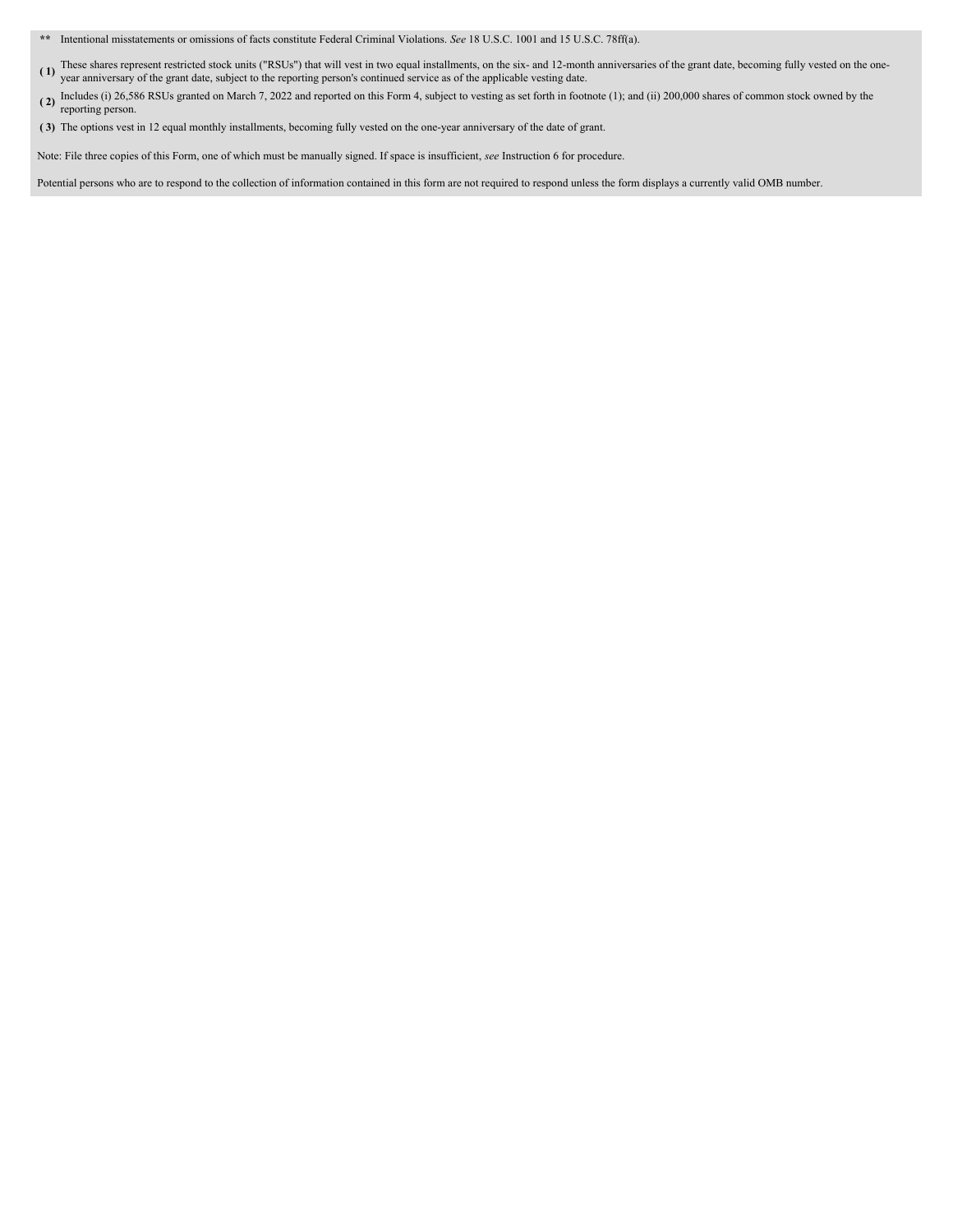** Intentional misstatements or omissions of facts constitute Federal Criminal Violations. *See* 18 U.S.C. 1001 and 15 U.S.C. 78ff(a).

( 1 ) These shares represent restricted stock units ("RSUs") that will vest in two equal installments, on the six- and 12-month anniversaries of the grant date, becoming fully vested on the one-year anniversary of the grant date, subject to the reporting person's continued service as of the applicable vesting date.

( 2 ) Includes (i) 26,586 RSUs granted on March 7, 2022 and reported on this Form 4, subject to vesting as set forth in footnote (1); and (ii) 200,000 shares of common stock owned by the reporting person.

( 3 ) The options vest in 12 equal monthly installments, becoming fully vested on the one-year anniversary of the date of grant.

Note: File three copies of this Form, one of which must be manually signed. If space is insufficient, *see* Instruction 6 for procedure.

Potential persons who are to respond to the collection of information contained in this form are not required to respond unless the form displays a currently valid OMB number.